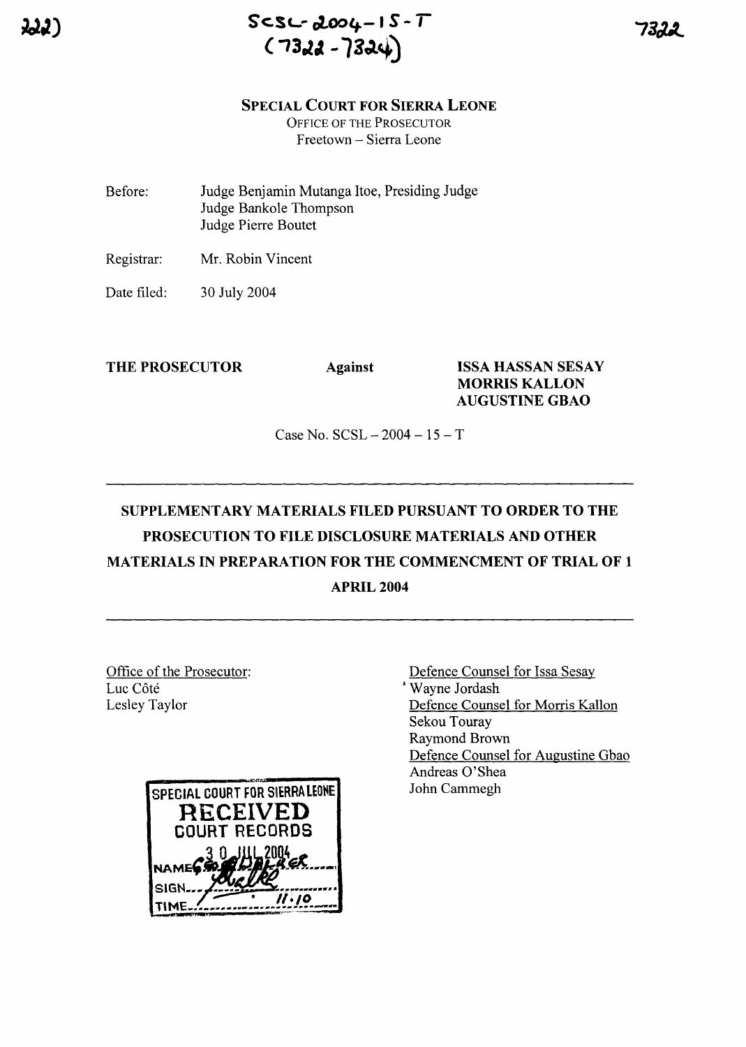SCSL-2004-15-T
(7322-7324)

**SPECIAL COURT FOR SIERRA LEONE**
OFFICE OF THE PROSECUTOR
Freetown – Sierra Leone

Before: Judge Benjamin Mutanga Itoe, Presiding Judge
Judge Bankole Thompson
Judge Pierre Boutet

Registrar: Mr. Robin Vincent

Date filed: 30 July 2004

**THE PROSECUTOR** **Against** **ISSA HASSAN SESAY**
**MORRIS KALLON**
**AUGUSTINE GBAO**

Case No. SCSL – 2004 – 15 – T

---

# SUPPLEMENTARY MATERIALS FILED PURSUANT TO ORDER TO THE PROSECUTION TO FILE DISCLOSURE MATERIALS AND OTHER MATERIALS IN PREPARATION FOR THE COMMENCMENT OF TRIAL OF 1 APRIL 2004

---

Office of the Prosecutor:
Luc Côté
Lesley Taylor

Defence Counsel for Issa Sesay
Wayne Jordash
Defence Counsel for Morris Kallon
Sekou Touray
Raymond Brown
Defence Counsel for Augustine Gbao
Andreas O'Shea
John Cammegh

SPECIAL COURT FOR SIERRA LEONE
RECEIVED
COURT RECORDS
30 JUL 2004
NAME ... 
SIGN ...
TIME 11:10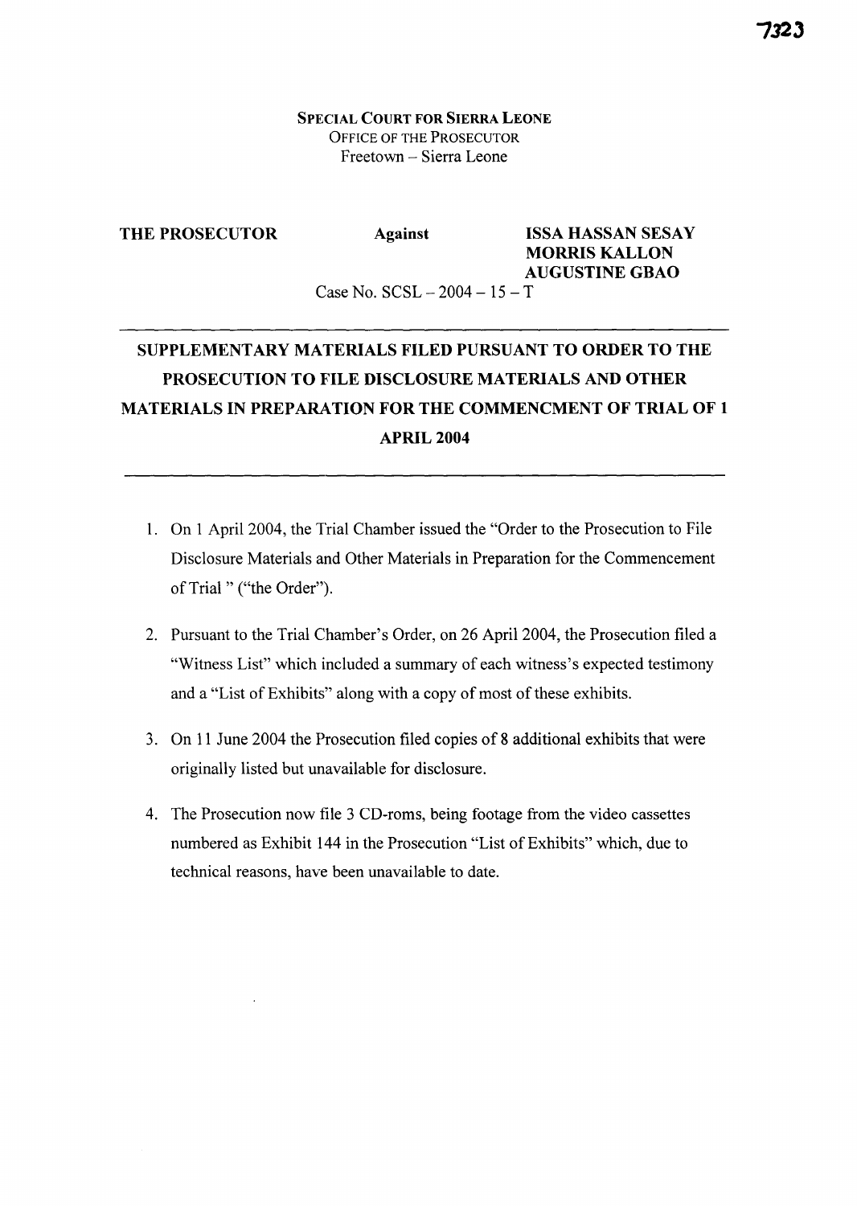SPECIAL COURT FOR SIERRA LEONE
OFFICE OF THE PROSECUTOR
Freetown – Sierra Leone

**THE PROSECUTOR** **Against** **ISSA HASSAN SESAY**
**MORRIS KALLON**
**AUGUSTINE GBAO**

Case No. SCSL – 2004 – 15 – T

---

## SUPPLEMENTARY MATERIALS FILED PURSUANT TO ORDER TO THE PROSECUTION TO FILE DISCLOSURE MATERIALS AND OTHER MATERIALS IN PREPARATION FOR THE COMMENCMENT OF TRIAL OF 1 APRIL 2004

---

1. On 1 April 2004, the Trial Chamber issued the "Order to the Prosecution to File Disclosure Materials and Other Materials in Preparation for the Commencement of Trial " ("the Order").

2. Pursuant to the Trial Chamber's Order, on 26 April 2004, the Prosecution filed a "Witness List" which included a summary of each witness's expected testimony and a "List of Exhibits" along with a copy of most of these exhibits.

3. On 11 June 2004 the Prosecution filed copies of 8 additional exhibits that were originally listed but unavailable for disclosure.

4. The Prosecution now file 3 CD-roms, being footage from the video cassettes numbered as Exhibit 144 in the Prosecution "List of Exhibits" which, due to technical reasons, have been unavailable to date.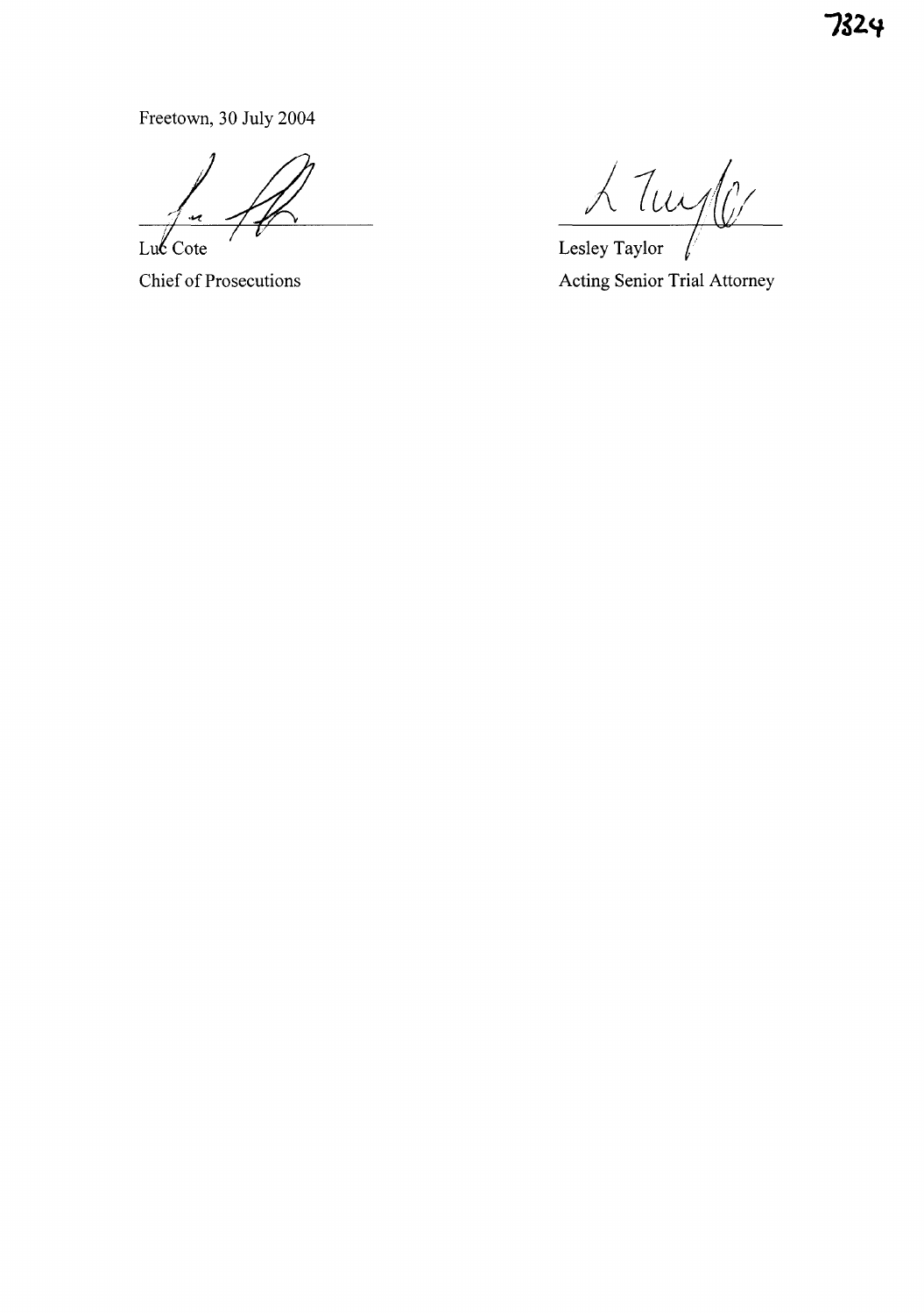Freetown, 30 July 2004

| | |
|---|---|
| Luc Cote | Lesley Taylor |
| Chief of Prosecutions | Acting Senior Trial Attorney |